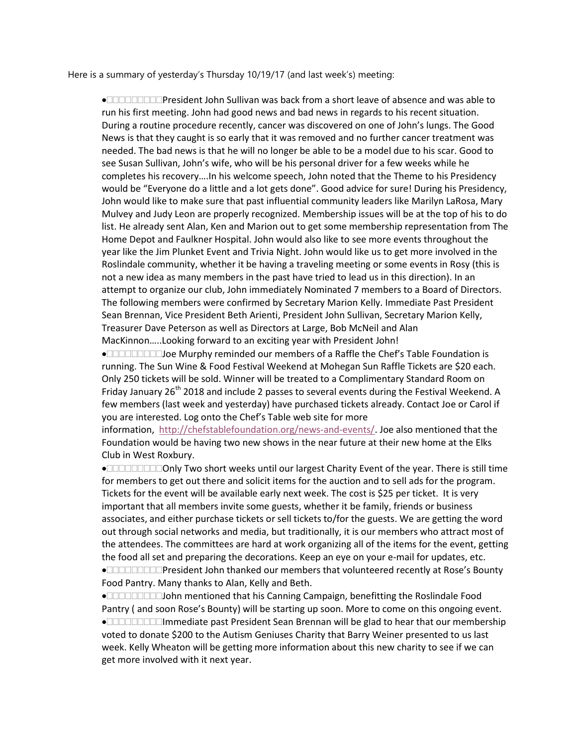Here is a summary of yesterday's Thursday 10/19/17 (and last week's) meeting:

- President John Sullivan was back from a short leave of absence and was able to run his first meeting. John had good news and bad news in regards to his recent situation. During a routine procedure recently, cancer was discovered on one of John's lungs. The Good News is that they caught is so early that it was removed and no further cancer treatment was needed. The bad news is that he will no longer be able to be a model due to his scar. Good to see Susan Sullivan, John's wife, who will be his personal driver for a few weeks while he completes his recovery….In his welcome speech, John noted that the Theme to his Presidency would be "Everyone do a little and a lot gets done". Good advice for sure! During his Presidency, John would like to make sure that past influential community leaders like Marilyn LaRosa, Mary Mulvey and Judy Leon are properly recognized. Membership issues will be at the top of his to do list. He already sent Alan, Ken and Marion out to get some membership representation from The Home Depot and Faulkner Hospital. John would also like to see more events throughout the year like the Jim Plunket Event and Trivia Night. John would like us to get more involved in the Roslindale community, whether it be having a traveling meeting or some events in Rosy (this is not a new idea as many members in the past have tried to lead us in this direction). In an attempt to organize our club, John immediately Nominated 7 members to a Board of Directors. The following members were confirmed by Secretary Marion Kelly. Immediate Past President Sean Brennan, Vice President Beth Arienti, President John Sullivan, Secretary Marion Kelly, Treasurer Dave Peterson as well as Directors at Large, Bob McNeil and Alan MacKinnon…..Looking forward to an exciting year with President John!
- Joe Murphy reminded our members of a Raffle the Chef's Table Foundation is running. The Sun Wine & Food Festival Weekend at Mohegan Sun Raffle Tickets are $20 each. Only 250 tickets will be sold. Winner will be treated to a Complimentary Standard Room on Friday January 26th 2018 and include 2 passes to several events during the Festival Weekend. A few members (last week and yesterday) have purchased tickets already. Contact Joe or Carol if you are interested. Log onto the Chef's Table web site for more information, http://chefstablefoundation.org/news-and-events/. Joe also mentioned that the Foundation would be having two new shows in the near future at their new home at the Elks Club in West Roxbury.
- Only Two short weeks until our largest Charity Event of the year. There is still time for members to get out there and solicit items for the auction and to sell ads for the program. Tickets for the event will be available early next week. The cost is $25 per ticket. It is very important that all members invite some guests, whether it be family, friends or business associates, and either purchase tickets or sell tickets to/for the guests. We are getting the word out through social networks and media, but traditionally, it is our members who attract most of the attendees. The committees are hard at work organizing all of the items for the event, getting the food all set and preparing the decorations. Keep an eye on your e-mail for updates, etc.
- President John thanked our members that volunteered recently at Rose's Bounty Food Pantry. Many thanks to Alan, Kelly and Beth.
- John mentioned that his Canning Campaign, benefitting the Roslindale Food Pantry ( and soon Rose's Bounty) will be starting up soon. More to come on this ongoing event.
- Immediate past President Sean Brennan will be glad to hear that our membership voted to donate $200 to the Autism Geniuses Charity that Barry Weiner presented to us last week. Kelly Wheaton will be getting more information about this new charity to see if we can get more involved with it next year.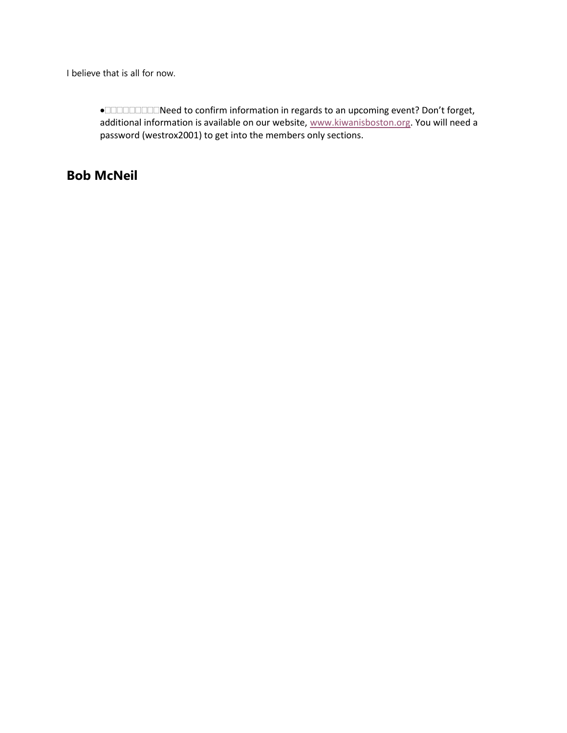I believe that is all for now.

- Need to confirm information in regards to an upcoming event? Don't forget, additional information is available on our website, www.kiwanisboston.org. You will need a password (westrox2001) to get into the members only sections.

**Bob McNeil**